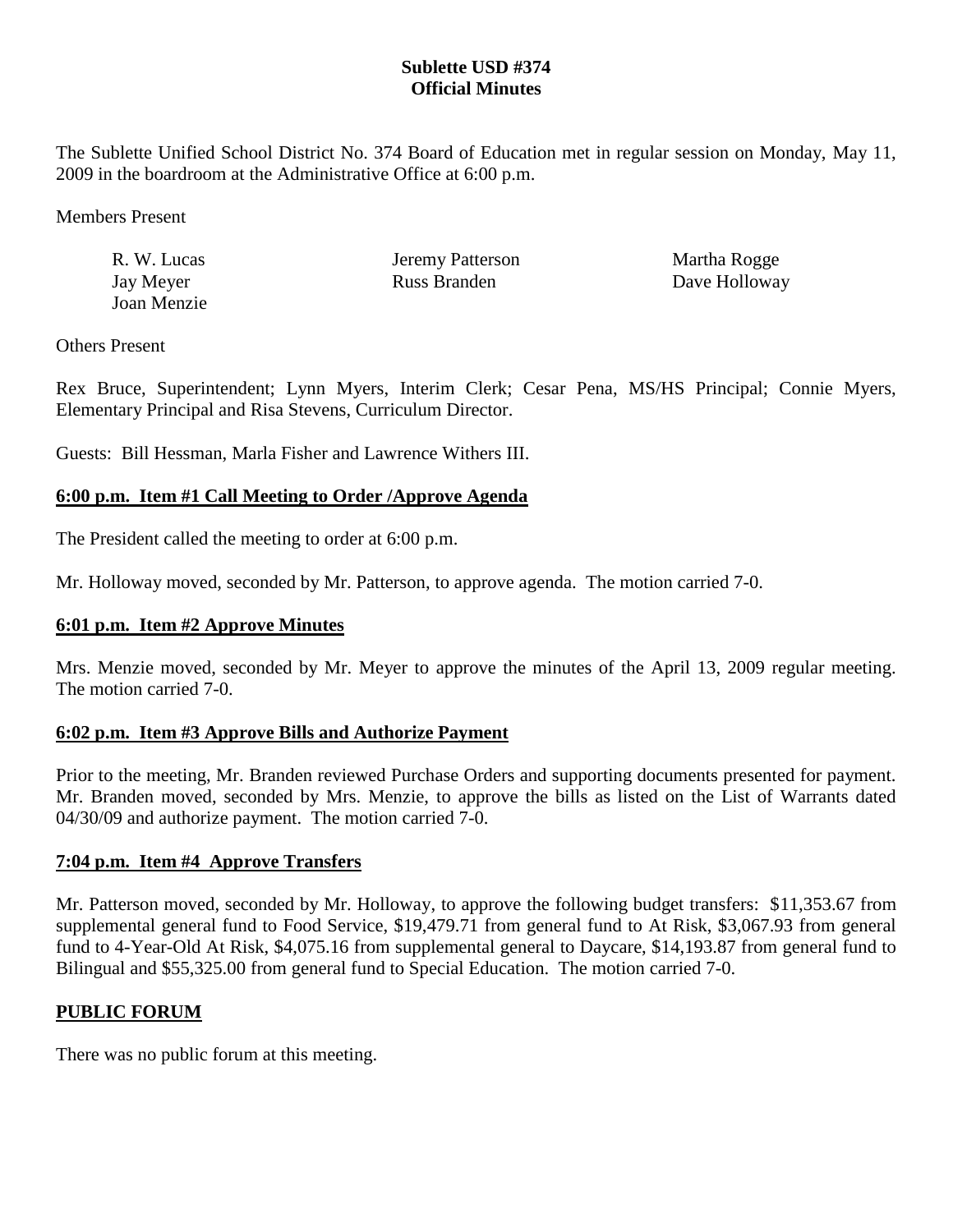# Sublette USD #374
## Official Minutes

The Sublette Unified School District No. 374 Board of Education met in regular session on Monday, May 11, 2009 in the boardroom at the Administrative Office at 6:00 p.m.

Members Present

| | | |
|---|---|---|
| R. W. Lucas | Jeremy Patterson | Martha Rogge |
| Jay Meyer | Russ Branden | Dave Holloway |
| Joan Menzie | | |

Others Present

Rex Bruce, Superintendent; Lynn Myers, Interim Clerk; Cesar Pena, MS/HS Principal; Connie Myers, Elementary Principal and Risa Stevens, Curriculum Director.

Guests: Bill Hessman, Marla Fisher and Lawrence Withers III.

### 6:00 p.m. Item #1 Call Meeting to Order /Approve Agenda

The President called the meeting to order at 6:00 p.m.

Mr. Holloway moved, seconded by Mr. Patterson, to approve agenda. The motion carried 7-0.

### 6:01 p.m. Item #2 Approve Minutes

Mrs. Menzie moved, seconded by Mr. Meyer to approve the minutes of the April 13, 2009 regular meeting. The motion carried 7-0.

### 6:02 p.m. Item #3 Approve Bills and Authorize Payment

Prior to the meeting, Mr. Branden reviewed Purchase Orders and supporting documents presented for payment. Mr. Branden moved, seconded by Mrs. Menzie, to approve the bills as listed on the List of Warrants dated 04/30/09 and authorize payment. The motion carried 7-0.

### 7:04 p.m. Item #4 Approve Transfers

Mr. Patterson moved, seconded by Mr. Holloway, to approve the following budget transfers: $11,353.67 from supplemental general fund to Food Service, $19,479.71 from general fund to At Risk, $3,067.93 from general fund to 4-Year-Old At Risk, $4,075.16 from supplemental general to Daycare, $14,193.87 from general fund to Bilingual and $55,325.00 from general fund to Special Education. The motion carried 7-0.

### PUBLIC FORUM

There was no public forum at this meeting.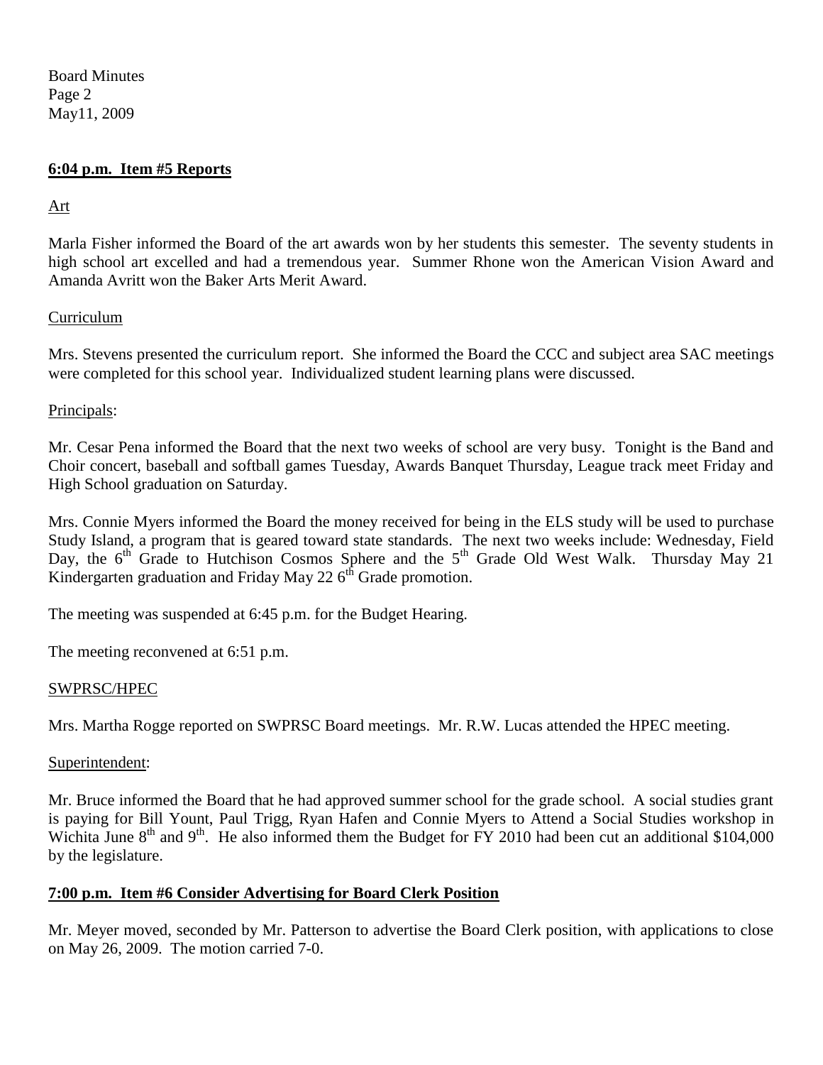**6:04 p.m. Item #5 Reports**

Art

Marla Fisher informed the Board of the art awards won by her students this semester. The seventy students in high school art excelled and had a tremendous year. Summer Rhone won the American Vision Award and Amanda Avritt won the Baker Arts Merit Award.

Curriculum

Mrs. Stevens presented the curriculum report. She informed the Board the CCC and subject area SAC meetings were completed for this school year. Individualized student learning plans were discussed.

Principals:

Mr. Cesar Pena informed the Board that the next two weeks of school are very busy. Tonight is the Band and Choir concert, baseball and softball games Tuesday, Awards Banquet Thursday, League track meet Friday and High School graduation on Saturday.

Mrs. Connie Myers informed the Board the money received for being in the ELS study will be used to purchase Study Island, a program that is geared toward state standards. The next two weeks include: Wednesday, Field Day, the 6th Grade to Hutchison Cosmos Sphere and the 5th Grade Old West Walk. Thursday May 21 Kindergarten graduation and Friday May 22 6th Grade promotion.

The meeting was suspended at 6:45 p.m. for the Budget Hearing.

The meeting reconvened at 6:51 p.m.

SWPRSC/HPEC

Mrs. Martha Rogge reported on SWPRSC Board meetings. Mr. R.W. Lucas attended the HPEC meeting.

Superintendent:

Mr. Bruce informed the Board that he had approved summer school for the grade school. A social studies grant is paying for Bill Yount, Paul Trigg, Ryan Hafen and Connie Myers to Attend a Social Studies workshop in Wichita June 8th and 9th. He also informed them the Budget for FY 2010 had been cut an additional $104,000 by the legislature.

**7:00 p.m. Item #6 Consider Advertising for Board Clerk Position**

Mr. Meyer moved, seconded by Mr. Patterson to advertise the Board Clerk position, with applications to close on May 26, 2009. The motion carried 7-0.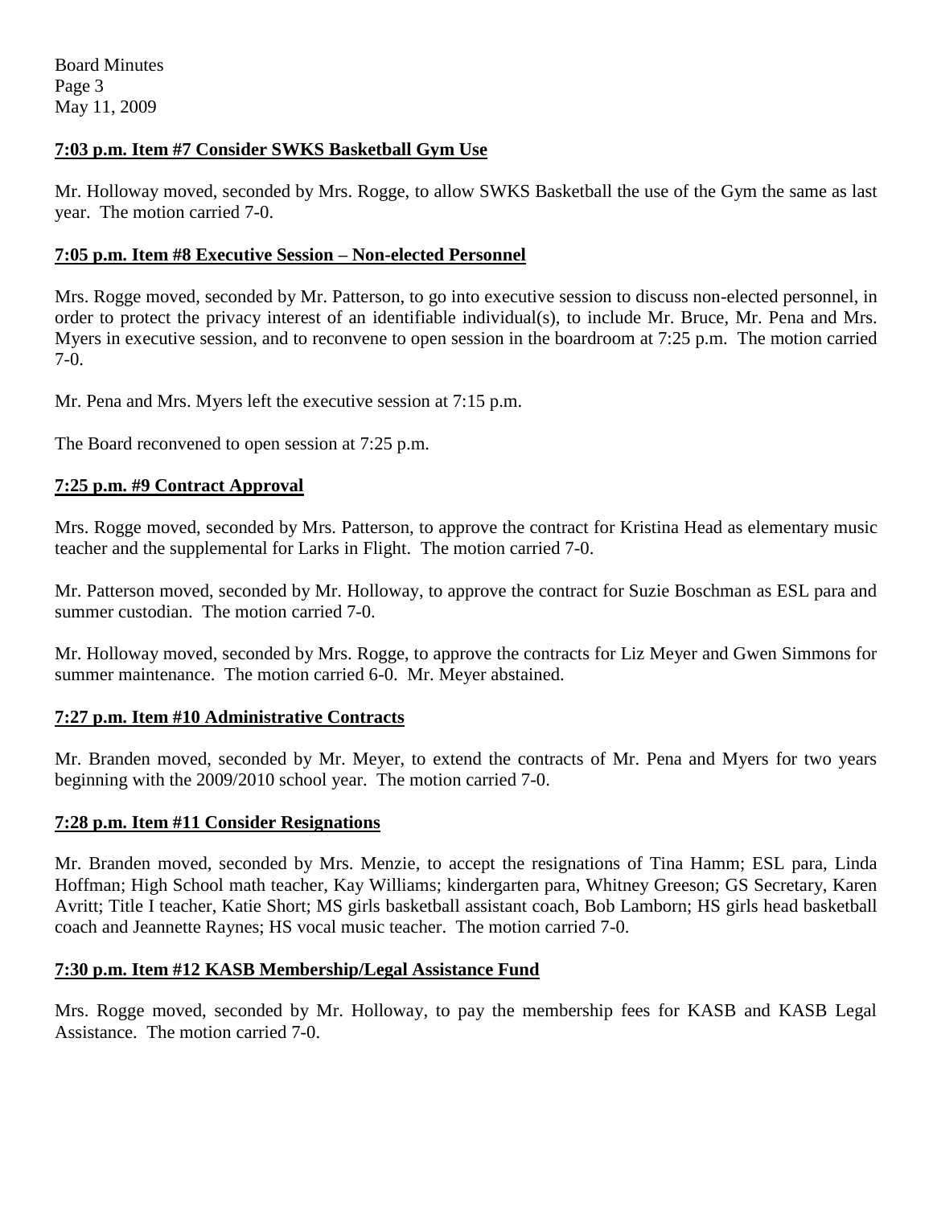### **7:03 p.m. Item #7 Consider SWKS Basketball Gym Use**

Mr. Holloway moved, seconded by Mrs. Rogge, to allow SWKS Basketball the use of the Gym the same as last year. The motion carried 7-0.

### **7:05 p.m. Item #8 Executive Session – Non-elected Personnel**

Mrs. Rogge moved, seconded by Mr. Patterson, to go into executive session to discuss non-elected personnel, in order to protect the privacy interest of an identifiable individual(s), to include Mr. Bruce, Mr. Pena and Mrs. Myers in executive session, and to reconvene to open session in the boardroom at 7:25 p.m. The motion carried 7-0.

Mr. Pena and Mrs. Myers left the executive session at 7:15 p.m.

The Board reconvened to open session at 7:25 p.m.

### **7:25 p.m. #9 Contract Approval**

Mrs. Rogge moved, seconded by Mrs. Patterson, to approve the contract for Kristina Head as elementary music teacher and the supplemental for Larks in Flight. The motion carried 7-0.

Mr. Patterson moved, seconded by Mr. Holloway, to approve the contract for Suzie Boschman as ESL para and summer custodian. The motion carried 7-0.

Mr. Holloway moved, seconded by Mrs. Rogge, to approve the contracts for Liz Meyer and Gwen Simmons for summer maintenance. The motion carried 6-0. Mr. Meyer abstained.

### **7:27 p.m. Item #10 Administrative Contracts**

Mr. Branden moved, seconded by Mr. Meyer, to extend the contracts of Mr. Pena and Myers for two years beginning with the 2009/2010 school year. The motion carried 7-0.

### **7:28 p.m. Item #11 Consider Resignations**

Mr. Branden moved, seconded by Mrs. Menzie, to accept the resignations of Tina Hamm; ESL para, Linda Hoffman; High School math teacher, Kay Williams; kindergarten para, Whitney Greeson; GS Secretary, Karen Avritt; Title I teacher, Katie Short; MS girls basketball assistant coach, Bob Lamborn; HS girls head basketball coach and Jeannette Raynes; HS vocal music teacher. The motion carried 7-0.

### **7:30 p.m. Item #12 KASB Membership/Legal Assistance Fund**

Mrs. Rogge moved, seconded by Mr. Holloway, to pay the membership fees for KASB and KASB Legal Assistance. The motion carried 7-0.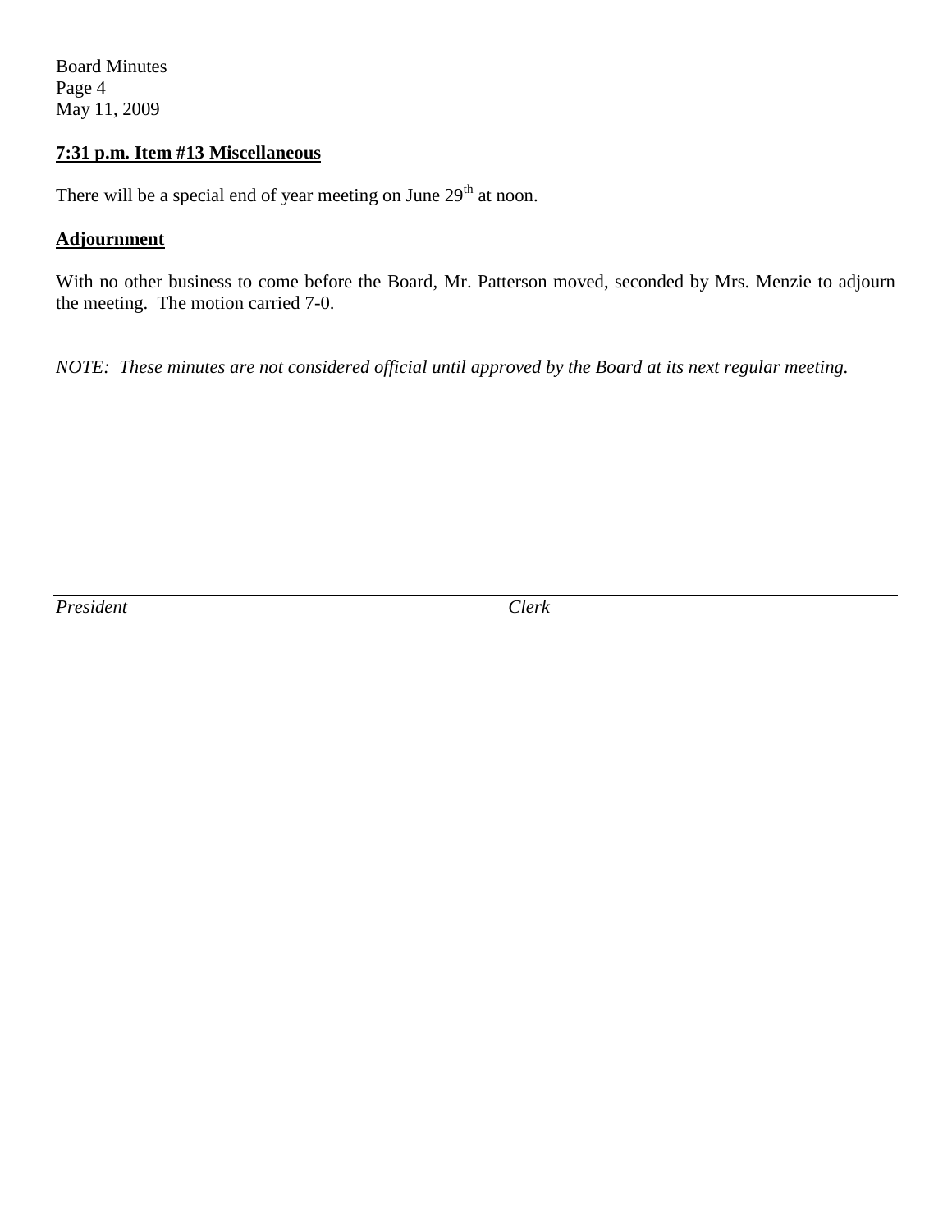**7:31 p.m. Item #13 Miscellaneous**

There will be a special end of year meeting on June 29th at noon.

**Adjournment**

With no other business to come before the Board, Mr. Patterson moved, seconded by Mrs. Menzie to adjourn the meeting. The motion carried 7-0.

*NOTE: These minutes are not considered official until approved by the Board at its next regular meeting.*

*President* *Clerk*